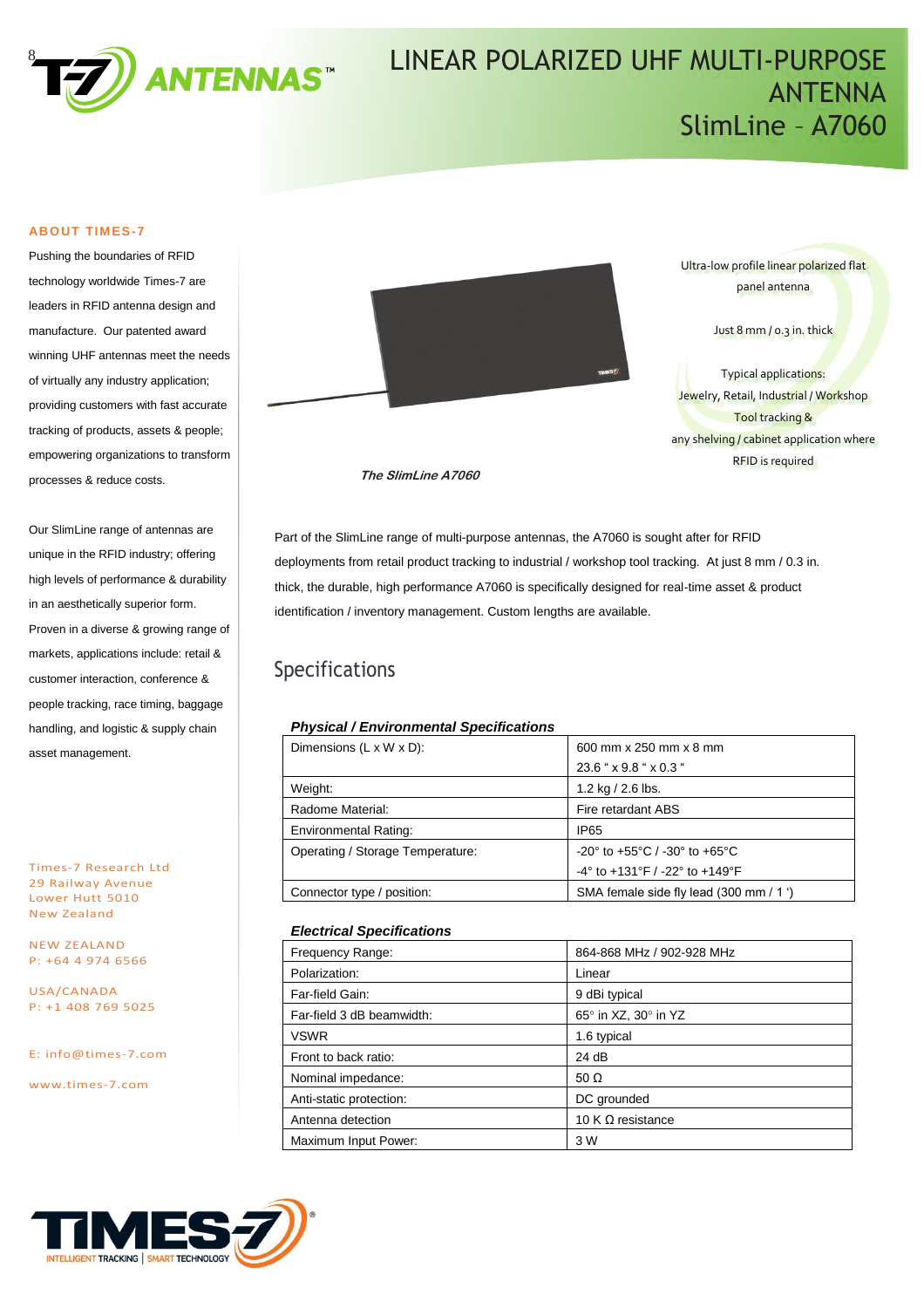# LINEAR POLARIZED UHF MULTI-PURPOSE ANTENNA SlimLine – A7060

### ABOUT TIMES-7

Pushing the boundaries of RFID technology worldwide Times-7 are leaders in RFID antenna design and manufacture. Our patented award winning UHF antennas meet the needs of virtually any industry application; providing customers with fast accurate tracking of products, assets & people; empowering organizations to transform processes & reduce costs.

Our SlimLine range of antennas are unique in the RFID industry; offering high levels of performance & durability in an aesthetically superior form. Proven in a diverse & growing range of markets, applications include: retail & customer interaction, conference & people tracking, race timing, baggage handling, and logistic & supply chain asset management.

Times-7 Research Ltd
29 Railway Avenue
Lower Hutt 5010
New Zealand

NEW ZEALAND
P: +64 4 974 6566

USA/CANADA
P: +1 408 769 5025

E: info@times-7.com

www.times-7.com

***The SlimLine A7060***

Ultra-low profile linear polarized flat panel antenna

Just 8 mm / 0.3 in. thick

Typical applications:
Jewelry, Retail, Industrial / Workshop
Tool tracking &
any shelving / cabinet application where RFID is required

Part of the SlimLine range of multi-purpose antennas, the A7060 is sought after for RFID deployments from retail product tracking to industrial / workshop tool tracking. At just 8 mm / 0.3 in. thick, the durable, high performance A7060 is specifically designed for real-time asset & product identification / inventory management. Custom lengths are available.

## Specifications

***Physical / Environmental Specifications***

| | |
|---|---|
| Dimensions (L x W x D): | 600 mm x 250 mm x 8 mm<br>23.6 " x 9.8 " x 0.3 " |
| Weight: | 1.2 kg / 2.6 lbs. |
| Radome Material: | Fire retardant ABS |
| Environmental Rating: | IP65 |
| Operating / Storage Temperature: | -20° to +55°C / -30° to +65°C<br>-4° to +131°F / -22° to +149°F |
| Connector type / position: | SMA female side fly lead (300 mm / 1 ') |

***Electrical Specifications***

| | |
|---|---|
| Frequency Range: | 864-868 MHz / 902-928 MHz |
| Polarization: | Linear |
| Far-field Gain: | 9 dBi typical |
| Far-field 3 dB beamwidth: | 65° in XZ, 30° in YZ |
| VSWR | 1.6 typical |
| Front to back ratio: | 24 dB |
| Nominal impedance: | 50 Ω |
| Anti-static protection: | DC grounded |
| Antenna detection | 10 K Ω resistance |
| Maximum Input Power: | 3 W |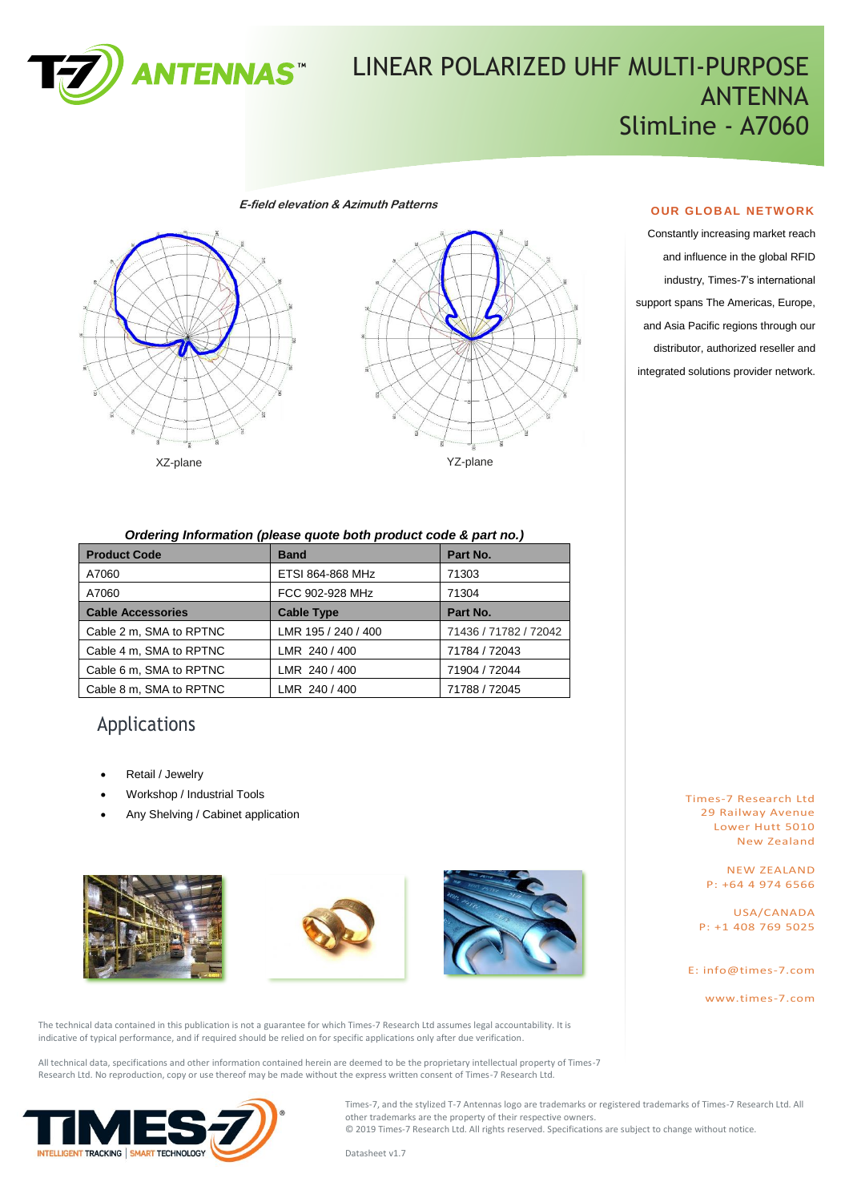# LINEAR POLARIZED UHF MULTI-PURPOSE ANTENNA SlimLine - A7060

***E-field elevation & Azimuth Patterns***

XZ-plane

YZ-plane

**OUR GLOBAL NETWORK**

Constantly increasing market reach and influence in the global RFID industry, Times-7's international support spans The Americas, Europe, and Asia Pacific regions through our distributor, authorized reseller and integrated solutions provider network.

***Ordering Information (please quote both product code & part no.)***

| Product Code | Band | Part No. |
|---|---|---|
| A7060 | ETSI 864-868 MHz | 71303 |
| A7060 | FCC 902-928 MHz | 71304 |
| **Cable Accessories** | **Cable Type** | **Part No.** |
| Cable 2 m, SMA to RPTNC | LMR 195 / 240 / 400 | 71436 / 71782 / 72042 |
| Cable 4 m, SMA to RPTNC | LMR 240 / 400 | 71784 / 72043 |
| Cable 6 m, SMA to RPTNC | LMR 240 / 400 | 71904 / 72044 |
| Cable 8 m, SMA to RPTNC | LMR 240 / 400 | 71788 / 72045 |

## Applications

- Retail / Jewelry
- Workshop / Industrial Tools
- Any Shelving / Cabinet application

Times-7 Research Ltd
29 Railway Avenue
Lower Hutt 5010
New Zealand

NEW ZEALAND
P: +64 4 974 6566

USA/CANADA
P: +1 408 769 5025

E: info@times-7.com

www.times-7.com

The technical data contained in this publication is not a guarantee for which Times-7 Research Ltd assumes legal accountability. It is indicative of typical performance, and if required should be relied on for specific applications only after due verification.

All technical data, specifications and other information contained herein are deemed to be the proprietary intellectual property of Times-7 Research Ltd. No reproduction, copy or use thereof may be made without the express written consent of Times-7 Research Ltd.

Times-7, and the stylized T-7 Antennas logo are trademarks or registered trademarks of Times-7 Research Ltd. All other trademarks are the property of their respective owners.
© 2019 Times-7 Research Ltd. All rights reserved. Specifications are subject to change without notice.

Datasheet v1.7